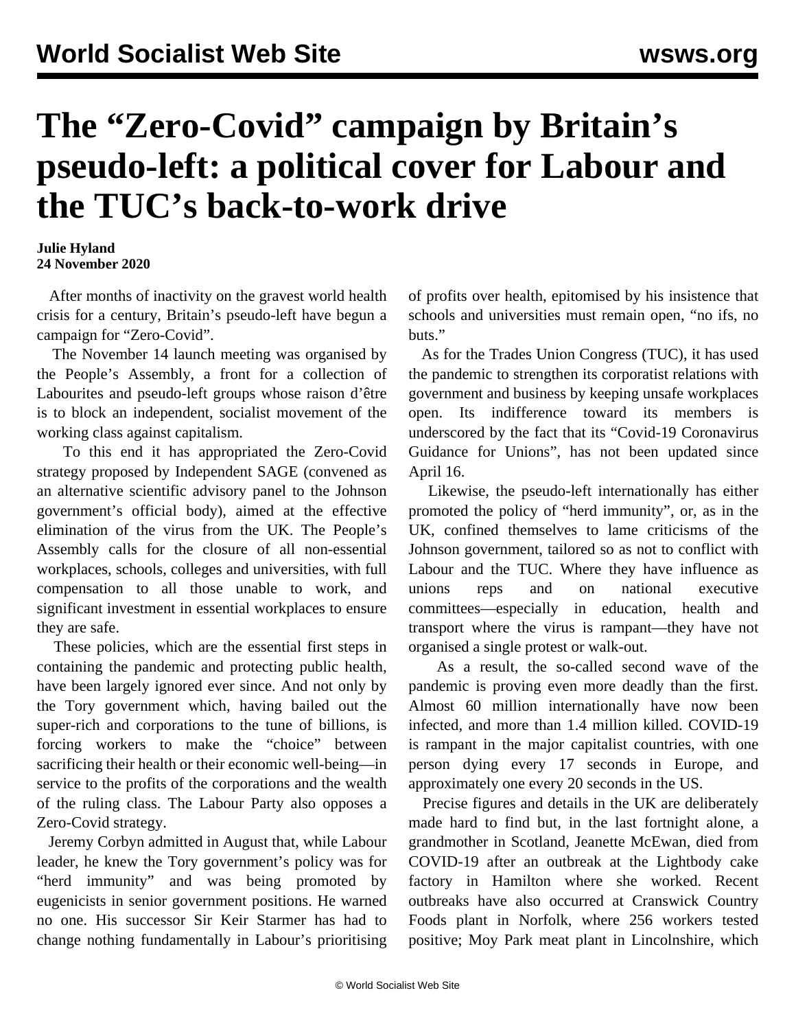# The "Zero-Covid" campaign by Britain's pseudo-left: a political cover for Labour and the TUC's back-to-work drive

**Julie Hyland**
**24 November 2020**

After months of inactivity on the gravest world health crisis for a century, Britain's pseudo-left have begun a campaign for "Zero-Covid".

The November 14 launch meeting was organised by the People's Assembly, a front for a collection of Labourites and pseudo-left groups whose raison d'être is to block an independent, socialist movement of the working class against capitalism.

To this end it has appropriated the Zero-Covid strategy proposed by Independent SAGE (convened as an alternative scientific advisory panel to the Johnson government's official body), aimed at the effective elimination of the virus from the UK. The People's Assembly calls for the closure of all non-essential workplaces, schools, colleges and universities, with full compensation to all those unable to work, and significant investment in essential workplaces to ensure they are safe.

These policies, which are the essential first steps in containing the pandemic and protecting public health, have been largely ignored ever since. And not only by the Tory government which, having bailed out the super-rich and corporations to the tune of billions, is forcing workers to make the "choice" between sacrificing their health or their economic well-being—in service to the profits of the corporations and the wealth of the ruling class. The Labour Party also opposes a Zero-Covid strategy.

Jeremy Corbyn admitted in August that, while Labour leader, he knew the Tory government's policy was for "herd immunity" and was being promoted by eugenicists in senior government positions. He warned no one. His successor Sir Keir Starmer has had to change nothing fundamentally in Labour's prioritising of profits over health, epitomised by his insistence that schools and universities must remain open, "no ifs, no buts."

As for the Trades Union Congress (TUC), it has used the pandemic to strengthen its corporatist relations with government and business by keeping unsafe workplaces open. Its indifference toward its members is underscored by the fact that its "Covid-19 Coronavirus Guidance for Unions", has not been updated since April 16.

Likewise, the pseudo-left internationally has either promoted the policy of "herd immunity", or, as in the UK, confined themselves to lame criticisms of the Johnson government, tailored so as not to conflict with Labour and the TUC. Where they have influence as unions reps and on national executive committees—especially in education, health and transport where the virus is rampant—they have not organised a single protest or walk-out.

As a result, the so-called second wave of the pandemic is proving even more deadly than the first. Almost 60 million internationally have now been infected, and more than 1.4 million killed. COVID-19 is rampant in the major capitalist countries, with one person dying every 17 seconds in Europe, and approximately one every 20 seconds in the US.

Precise figures and details in the UK are deliberately made hard to find but, in the last fortnight alone, a grandmother in Scotland, Jeanette McEwan, died from COVID-19 after an outbreak at the Lightbody cake factory in Hamilton where she worked. Recent outbreaks have also occurred at Cranswick Country Foods plant in Norfolk, where 256 workers tested positive; Moy Park meat plant in Lincolnshire, which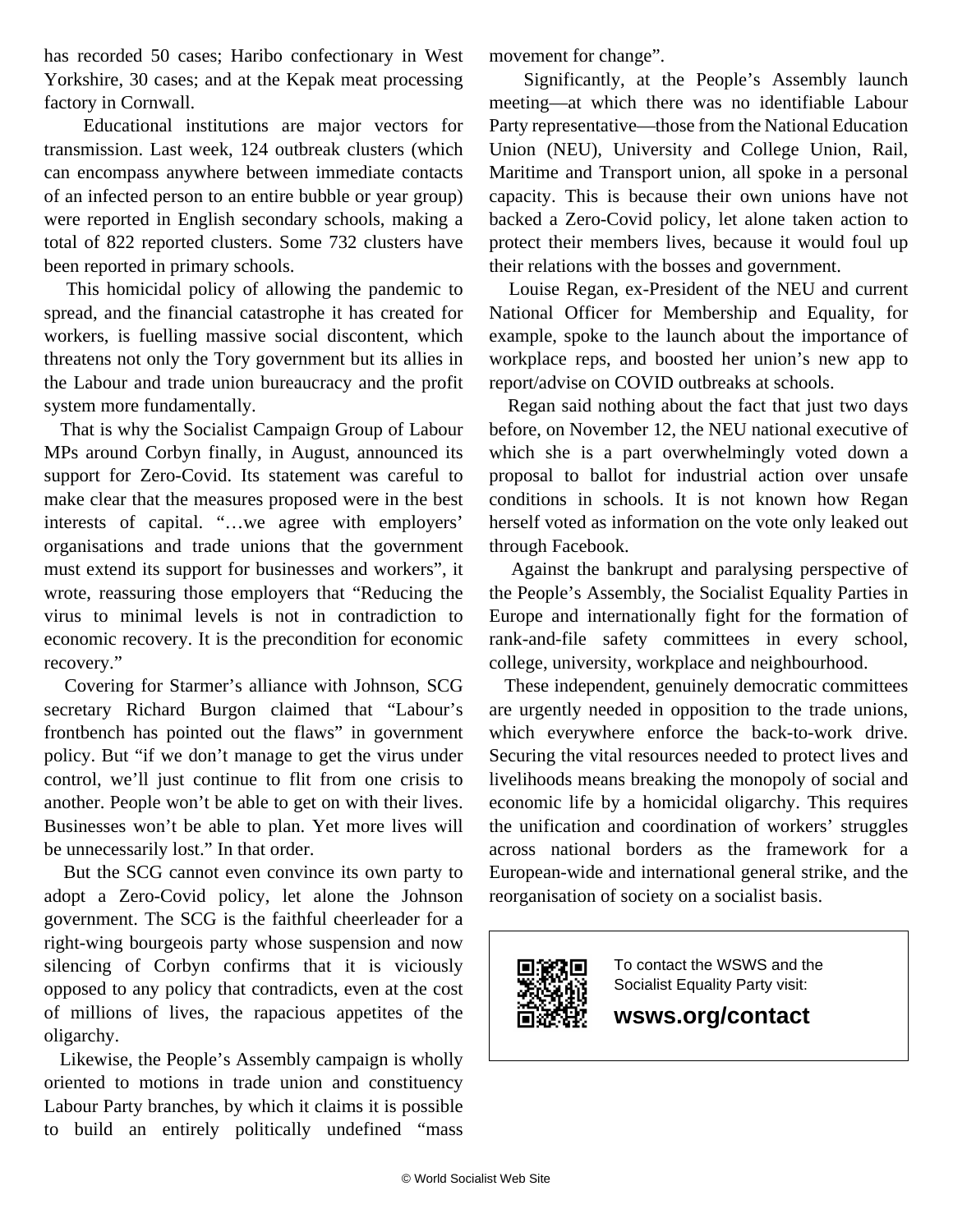has recorded 50 cases; Haribo confectionary in West Yorkshire, 30 cases; and at the Kepak meat processing factory in Cornwall.

Educational institutions are major vectors for transmission. Last week, 124 outbreak clusters (which can encompass anywhere between immediate contacts of an infected person to an entire bubble or year group) were reported in English secondary schools, making a total of 822 reported clusters. Some 732 clusters have been reported in primary schools.

This homicidal policy of allowing the pandemic to spread, and the financial catastrophe it has created for workers, is fuelling massive social discontent, which threatens not only the Tory government but its allies in the Labour and trade union bureaucracy and the profit system more fundamentally.

That is why the Socialist Campaign Group of Labour MPs around Corbyn finally, in August, announced its support for Zero-Covid. Its statement was careful to make clear that the measures proposed were in the best interests of capital. "…we agree with employers' organisations and trade unions that the government must extend its support for businesses and workers", it wrote, reassuring those employers that "Reducing the virus to minimal levels is not in contradiction to economic recovery. It is the precondition for economic recovery."

Covering for Starmer's alliance with Johnson, SCG secretary Richard Burgon claimed that "Labour's frontbench has pointed out the flaws" in government policy. But "if we don't manage to get the virus under control, we'll just continue to flit from one crisis to another. People won't be able to get on with their lives. Businesses won't be able to plan. Yet more lives will be unnecessarily lost." In that order.

But the SCG cannot even convince its own party to adopt a Zero-Covid policy, let alone the Johnson government. The SCG is the faithful cheerleader for a right-wing bourgeois party whose suspension and now silencing of Corbyn confirms that it is viciously opposed to any policy that contradicts, even at the cost of millions of lives, the rapacious appetites of the oligarchy.

Likewise, the People's Assembly campaign is wholly oriented to motions in trade union and constituency Labour Party branches, by which it claims it is possible to build an entirely politically undefined "mass movement for change".

Significantly, at the People's Assembly launch meeting—at which there was no identifiable Labour Party representative—those from the National Education Union (NEU), University and College Union, Rail, Maritime and Transport union, all spoke in a personal capacity. This is because their own unions have not backed a Zero-Covid policy, let alone taken action to protect their members lives, because it would foul up their relations with the bosses and government.

Louise Regan, ex-President of the NEU and current National Officer for Membership and Equality, for example, spoke to the launch about the importance of workplace reps, and boosted her union's new app to report/advise on COVID outbreaks at schools.

Regan said nothing about the fact that just two days before, on November 12, the NEU national executive of which she is a part overwhelmingly voted down a proposal to ballot for industrial action over unsafe conditions in schools. It is not known how Regan herself voted as information on the vote only leaked out through Facebook.

Against the bankrupt and paralysing perspective of the People's Assembly, the Socialist Equality Parties in Europe and internationally fight for the formation of rank-and-file safety committees in every school, college, university, workplace and neighbourhood.

These independent, genuinely democratic committees are urgently needed in opposition to the trade unions, which everywhere enforce the back-to-work drive. Securing the vital resources needed to protect lives and livelihoods means breaking the monopoly of social and economic life by a homicidal oligarchy. This requires the unification and coordination of workers' struggles across national borders as the framework for a European-wide and international general strike, and the reorganisation of society on a socialist basis.

To contact the WSWS and the Socialist Equality Party visit:

**wsws.org/contact**